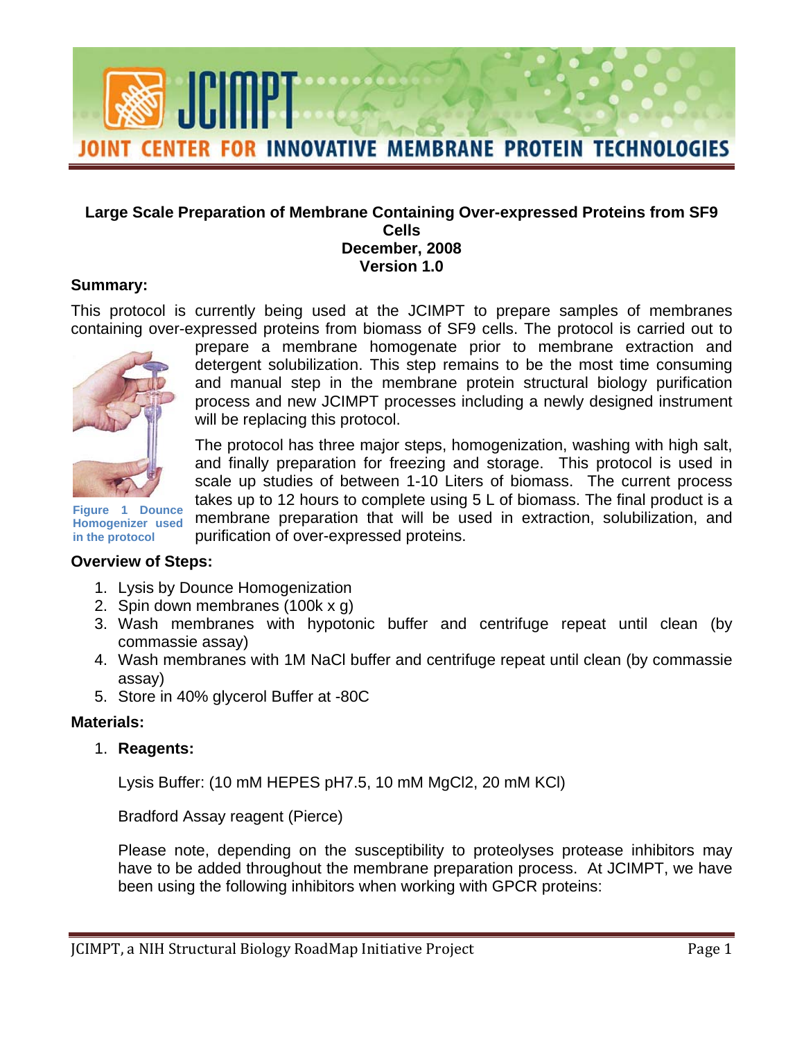# JOINT CENTER FOR INNOVATIVE MEMBRANE PROTEIN TECHNOLOGIES

**Large Scale Preparation of Membrane Containing Over-expressed Proteins from SF9 Cells**
**December, 2008**
**Version 1.0**

## Summary:

This protocol is currently being used at the JCIMPT to prepare samples of membranes containing over-expressed proteins from biomass of SF9 cells. The protocol is carried out to prepare a membrane homogenate prior to membrane extraction and detergent solubilization. This step remains to be the most time consuming and manual step in the membrane protein structural biology purification process and new JCIMPT processes including a newly designed instrument will be replacing this protocol.

Figure 1 Dounce Homogenizer used in the protocol

The protocol has three major steps, homogenization, washing with high salt, and finally preparation for freezing and storage. This protocol is used in scale up studies of between 1-10 Liters of biomass. The current process takes up to 12 hours to complete using 5 L of biomass. The final product is a membrane preparation that will be used in extraction, solubilization, and purification of over-expressed proteins.

## Overview of Steps:

1. Lysis by Dounce Homogenization
2. Spin down membranes (100k x g)
3. Wash membranes with hypotonic buffer and centrifuge repeat until clean (by commassie assay)
4. Wash membranes with 1M NaCl buffer and centrifuge repeat until clean (by commassie assay)
5. Store in 40% glycerol Buffer at -80C

## Materials:

1. **Reagents:**

   Lysis Buffer: (10 mM HEPES pH7.5, 10 mM $MgCl_2$, 20 mM KCl)

   Bradford Assay reagent (Pierce)

   Please note, depending on the susceptibility to proteolyses protease inhibitors may have to be added throughout the membrane preparation process. At JCIMPT, we have been using the following inhibitors when working with GPCR proteins: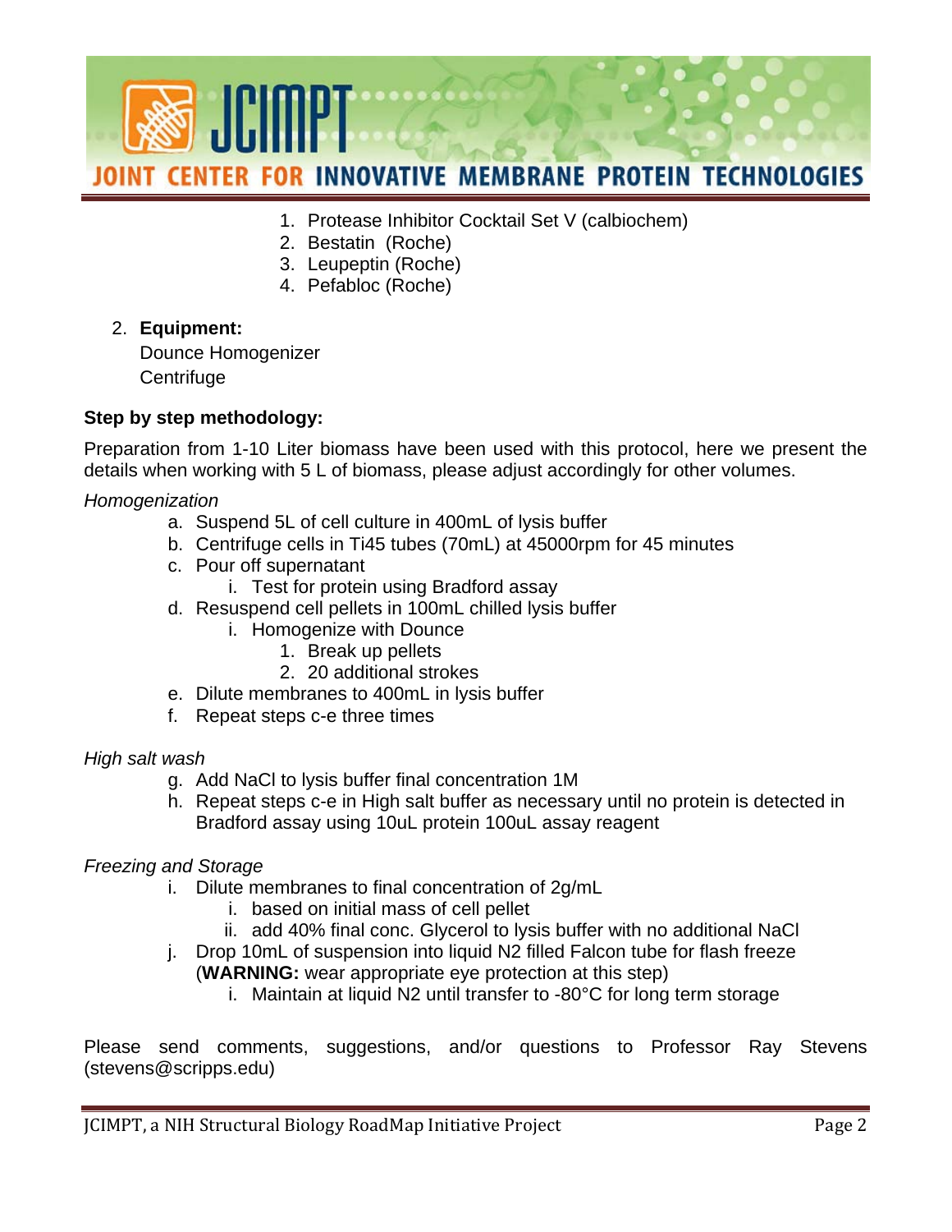1. Protease Inhibitor Cocktail Set V (calbiochem)
2. Bestatin (Roche)
3. Leupeptin (Roche)
4. Pefabloc (Roche)

2. **Equipment:**

   Dounce Homogenizer

   Centrifuge

**Step by step methodology:**

Preparation from 1-10 Liter biomass have been used with this protocol, here we present the details when working with 5 L of biomass, please adjust accordingly for other volumes.

*Homogenization*

a. Suspend 5L of cell culture in 400mL of lysis buffer
b. Centrifuge cells in Ti45 tubes (70mL) at 45000rpm for 45 minutes
c. Pour off supernatant
   i. Test for protein using Bradford assay
d. Resuspend cell pellets in 100mL chilled lysis buffer
   i. Homogenize with Dounce
      1. Break up pellets
      2. 20 additional strokes
e. Dilute membranes to 400mL in lysis buffer
f. Repeat steps c-e three times

*High salt wash*

g. Add NaCl to lysis buffer final concentration 1M
h. Repeat steps c-e in High salt buffer as necessary until no protein is detected in Bradford assay using 10uL protein 100uL assay reagent

*Freezing and Storage*

i. Dilute membranes to final concentration of 2g/mL
   i. based on initial mass of cell pellet
   ii. add 40% final conc. Glycerol to lysis buffer with no additional NaCl
j. Drop 10mL of suspension into liquid N2 filled Falcon tube for flash freeze (**WARNING:** wear appropriate eye protection at this step)
   i. Maintain at liquid N2 until transfer to -80°C for long term storage

Please send comments, suggestions, and/or questions to Professor Ray Stevens (stevens@scripps.edu)